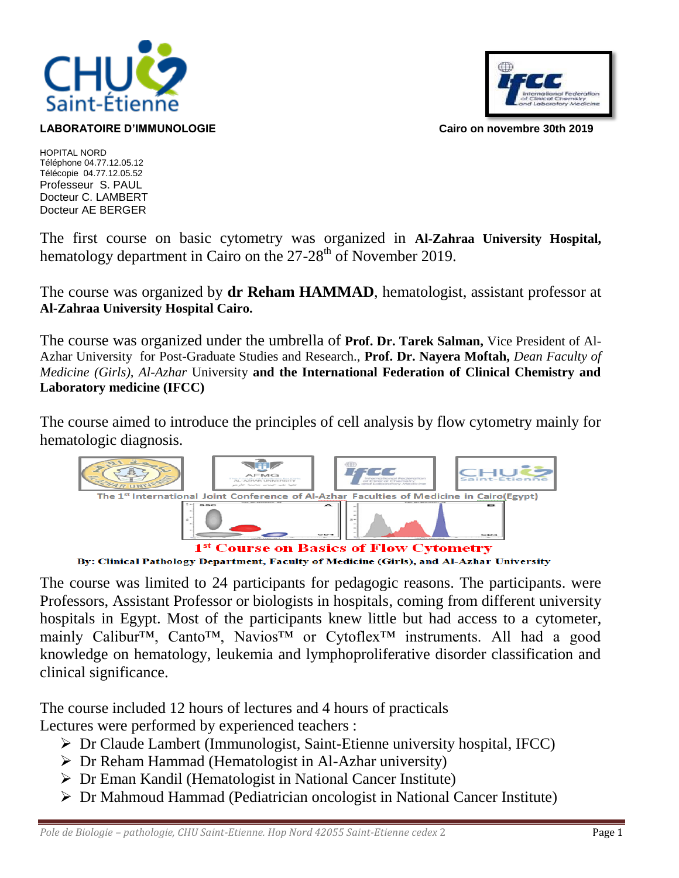**LABORATOIRE D'IMMUNOLOGIE**

**Cairo on novembre 30th 2019**

HOPITAL NORD
Téléphone 04.77.12.05.12
Télécopie 04.77.12.05.52
Professeur S. PAUL
Docteur C. LAMBERT
Docteur AE BERGER

The first course on basic cytometry was organized in **Al-Zahraa University Hospital,** hematology department in Cairo on the 27-28th of November 2019.

The course was organized by **dr Reham HAMMAD**, hematologist, assistant professor at **Al-Zahraa University Hospital Cairo.**

The course was organized under the umbrella of **Prof. Dr. Tarek Salman,** Vice President of Al-Azhar University for Post-Graduate Studies and Research., **Prof. Dr. Nayera Moftah,** *Dean Faculty of Medicine (Girls), Al-Azhar* University **and the International Federation of Clinical Chemistry and Laboratory medicine (IFCC)**

The course aimed to introduce the principles of cell analysis by flow cytometry mainly for hematologic diagnosis.

The 1st International Joint Conference of Al-Azhar Faculties of Medicine in Cairo(Egypt)

**1st Course on Basics of Flow Cytometry**

**By: Clinical Pathology Department, Faculty of Medicine (Girls), and Al-Azhar University**

The course was limited to 24 participants for pedagogic reasons. The participants. were Professors, Assistant Professor or biologists in hospitals, coming from different university hospitals in Egypt. Most of the participants knew little but had access to a cytometer, mainly Calibur™, Canto™, Navios™ or Cytoflex™ instruments. All had a good knowledge on hematology, leukemia and lymphoproliferative disorder classification and clinical significance.

The course included 12 hours of lectures and 4 hours of practicals
Lectures were performed by experienced teachers :

- Dr Claude Lambert (Immunologist, Saint-Etienne university hospital, IFCC)
- Dr Reham Hammad (Hematologist in Al-Azhar university)
- Dr Eman Kandil (Hematologist in National Cancer Institute)
- Dr Mahmoud Hammad (Pediatrician oncologist in National Cancer Institute)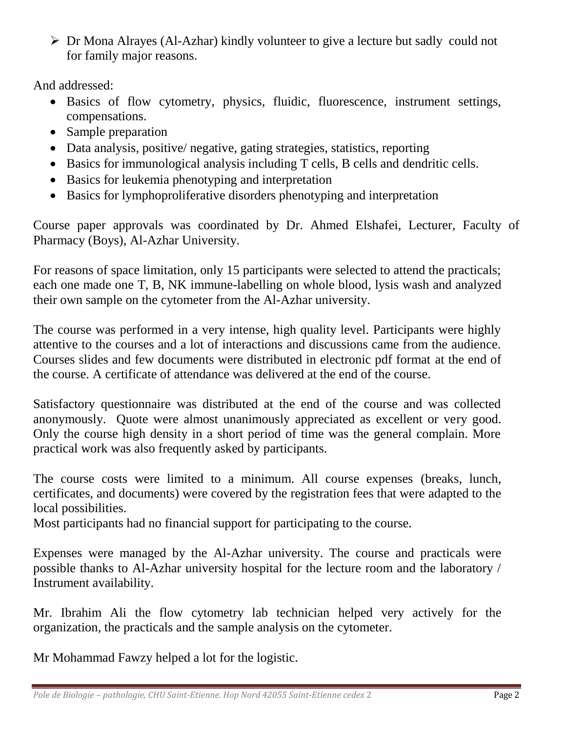- Dr Mona Alrayes (Al-Azhar) kindly volunteer to give a lecture but sadly could not for family major reasons.

And addressed:

- Basics of flow cytometry, physics, fluidic, fluorescence, instrument settings, compensations.
- Sample preparation
- Data analysis, positive/ negative, gating strategies, statistics, reporting
- Basics for immunological analysis including T cells, B cells and dendritic cells.
- Basics for leukemia phenotyping and interpretation
- Basics for lymphoproliferative disorders phenotyping and interpretation

Course paper approvals was coordinated by Dr. Ahmed Elshafei, Lecturer, Faculty of Pharmacy (Boys), Al-Azhar University.

For reasons of space limitation, only 15 participants were selected to attend the practicals; each one made one T, B, NK immune-labelling on whole blood, lysis wash and analyzed their own sample on the cytometer from the Al-Azhar university.

The course was performed in a very intense, high quality level. Participants were highly attentive to the courses and a lot of interactions and discussions came from the audience. Courses slides and few documents were distributed in electronic pdf format at the end of the course. A certificate of attendance was delivered at the end of the course.

Satisfactory questionnaire was distributed at the end of the course and was collected anonymously. Quote were almost unanimously appreciated as excellent or very good. Only the course high density in a short period of time was the general complain. More practical work was also frequently asked by participants.

The course costs were limited to a minimum. All course expenses (breaks, lunch, certificates, and documents) were covered by the registration fees that were adapted to the local possibilities.
Most participants had no financial support for participating to the course.

Expenses were managed by the Al-Azhar university. The course and practicals were possible thanks to Al-Azhar university hospital for the lecture room and the laboratory / Instrument availability.

Mr. Ibrahim Ali the flow cytometry lab technician helped very actively for the organization, the practicals and the sample analysis on the cytometer.

Mr Mohammad Fawzy helped a lot for the logistic.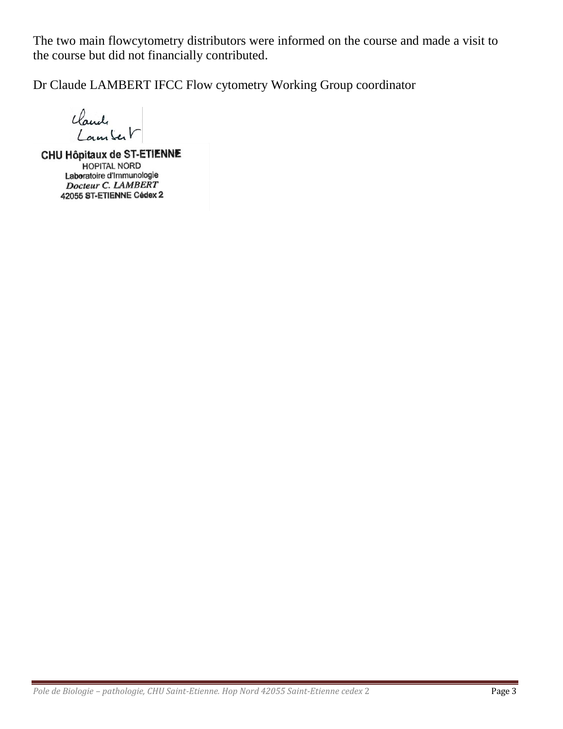The two main flowcytometry distributors were informed on the course and made a visit to the course but did not financially contributed.

Dr Claude LAMBERT IFCC Flow cytometry Working Group coordinator

Claude Lambert

**CHU Hôpitaux de ST-ETIENNE**
HOPITAL NORD
Laboratoire d'Immunologie
***Docteur C. LAMBERT***
**42055 ST-ETIENNE Cédex 2**